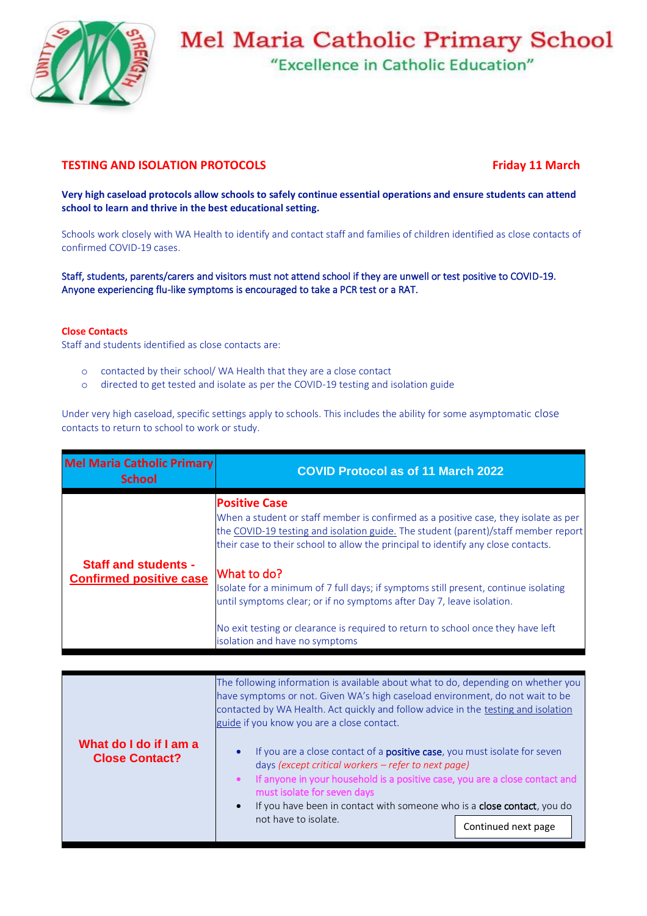# Mel Maria Catholic Primary School

"Excellence in Catholic Education"

## TESTING AND ISOLATION PROTOCOLS

**Friday 11 March**

**Very high caseload protocols allow schools to safely continue essential operations and ensure students can attend school to learn and thrive in the best educational setting.**

Schools work closely with WA Health to identify and contact staff and families of children identified as close contacts of confirmed COVID-19 cases.

Staff, students, parents/carers and visitors must not attend school if they are unwell or test positive to COVID-19. Anyone experiencing flu-like symptoms is encouraged to take a PCR test or a RAT.

### Close Contacts

Staff and students identified as close contacts are:

- contacted by their school/ WA Health that they are a close contact
- directed to get tested and isolate as per the COVID-19 testing and isolation guide

Under very high caseload, specific settings apply to schools. This includes the ability for some asymptomatic close contacts to return to school to work or study.

| Mel Maria Catholic Primary School | COVID Protocol as of 11 March 2022 |
|---|---|
| **Staff and students - Confirmed positive case** | **Positive Case**<br>When a student or staff member is confirmed as a positive case, they isolate as per the COVID-19 testing and isolation guide. The student (parent)/staff member report their case to their school to allow the principal to identify any close contacts.<br><br>**What to do?**<br>Isolate for a minimum of 7 full days; if symptoms still present, continue isolating until symptoms clear; or if no symptoms after Day 7, leave isolation.<br><br>No exit testing or clearance is required to return to school once they have left isolation and have no symptoms |

| | |
|---|---|
| **What do I do if I am a Close Contact?** | The following information is available about what to do, depending on whether you have symptoms or not. Given WA's high caseload environment, do not wait to be contacted by WA Health. Act quickly and follow advice in the testing and isolation guide if you know you are a close contact.<br><br>• If you are a close contact of a **positive case**, you must isolate for seven days *(except critical workers – refer to next page)*<br>• If anyone in your household is a positive case, you are a close contact and must isolate for seven days<br>• If you have been in contact with someone who is a **close contact**, you do not have to isolate.<br><br>Continued next page |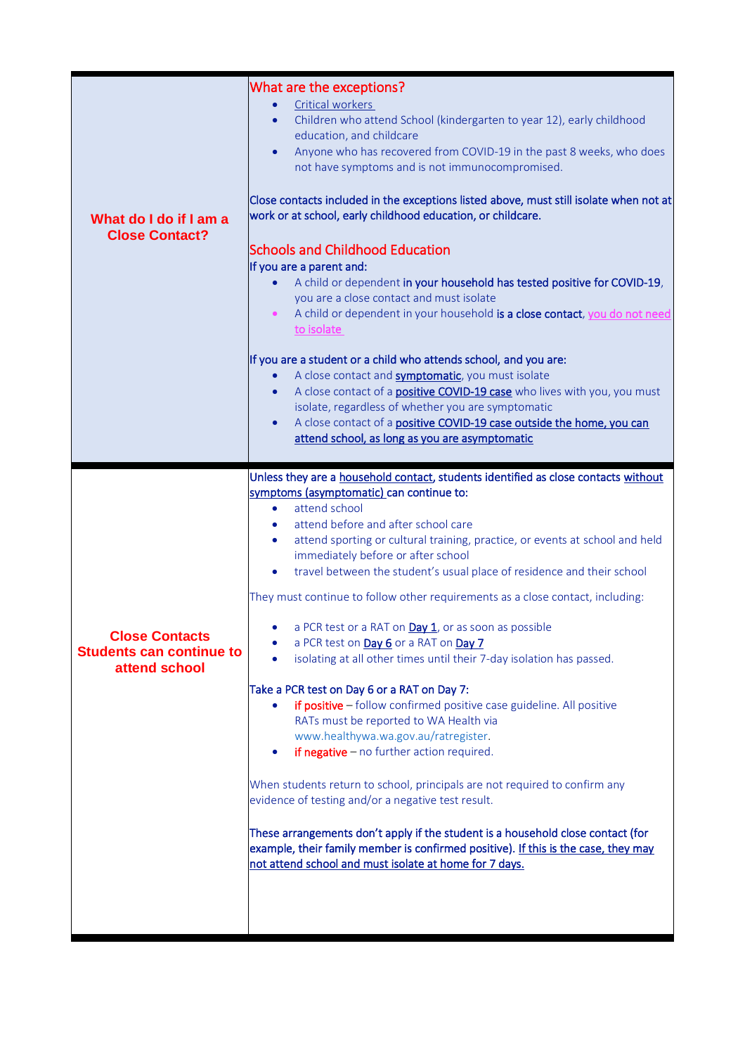| | |
|---|---|
| **What do I do if I am a Close Contact?** | **What are the exceptions?**<br>• Critical workers<br>• Children who attend School (kindergarten to year 12), early childhood education, and childcare<br>• Anyone who has recovered from COVID-19 in the past 8 weeks, who does not have symptoms and is not immunocompromised.<br><br>**Close contacts included in the exceptions listed above, must still isolate when not at work or at school, early childhood education, or childcare.**<br><br>**Schools and Childhood Education**<br>**If you are a parent and:**<br>• A child or dependent **in your household has tested positive for COVID-19**, you are a close contact and must isolate<br>• A child or dependent in your household **is a close contact**, you do not need to isolate<br><br>**If you are a student or a child who attends school, and you are:**<br>• A close contact and **symptomatic**, you must isolate<br>• A close contact of a **positive COVID-19 case** who lives with you, you must isolate, regardless of whether you are symptomatic<br>• A close contact of a **positive COVID-19 case outside the home, you can attend school, as long as you are asymptomatic** |
| **Close Contacts Students can continue to attend school** | **Unless they are a household contact, students identified as close contacts without symptoms (asymptomatic) can continue to:**<br>• attend school<br>• attend before and after school care<br>• attend sporting or cultural training, practice, or events at school and held immediately before or after school<br>• travel between the student's usual place of residence and their school<br><br>They must continue to follow other requirements as a close contact, including:<br><br>• a PCR test or a RAT on Day 1, or as soon as possible<br>• a PCR test on Day 6 or a RAT on Day 7<br>• isolating at all other times until their 7-day isolation has passed.<br><br>**Take a PCR test on Day 6 or a RAT on Day 7:**<br>• **if positive** – follow confirmed positive case guideline. All positive RATs must be reported to WA Health via www.healthywa.wa.gov.au/ratregister.<br>• **if negative** – no further action required.<br><br>When students return to school, principals are not required to confirm any evidence of testing and/or a negative test result.<br><br>**These arrangements don't apply if the student is a household close contact (for example, their family member is confirmed positive). If this is the case, they may not attend school and must isolate at home for 7 days.** |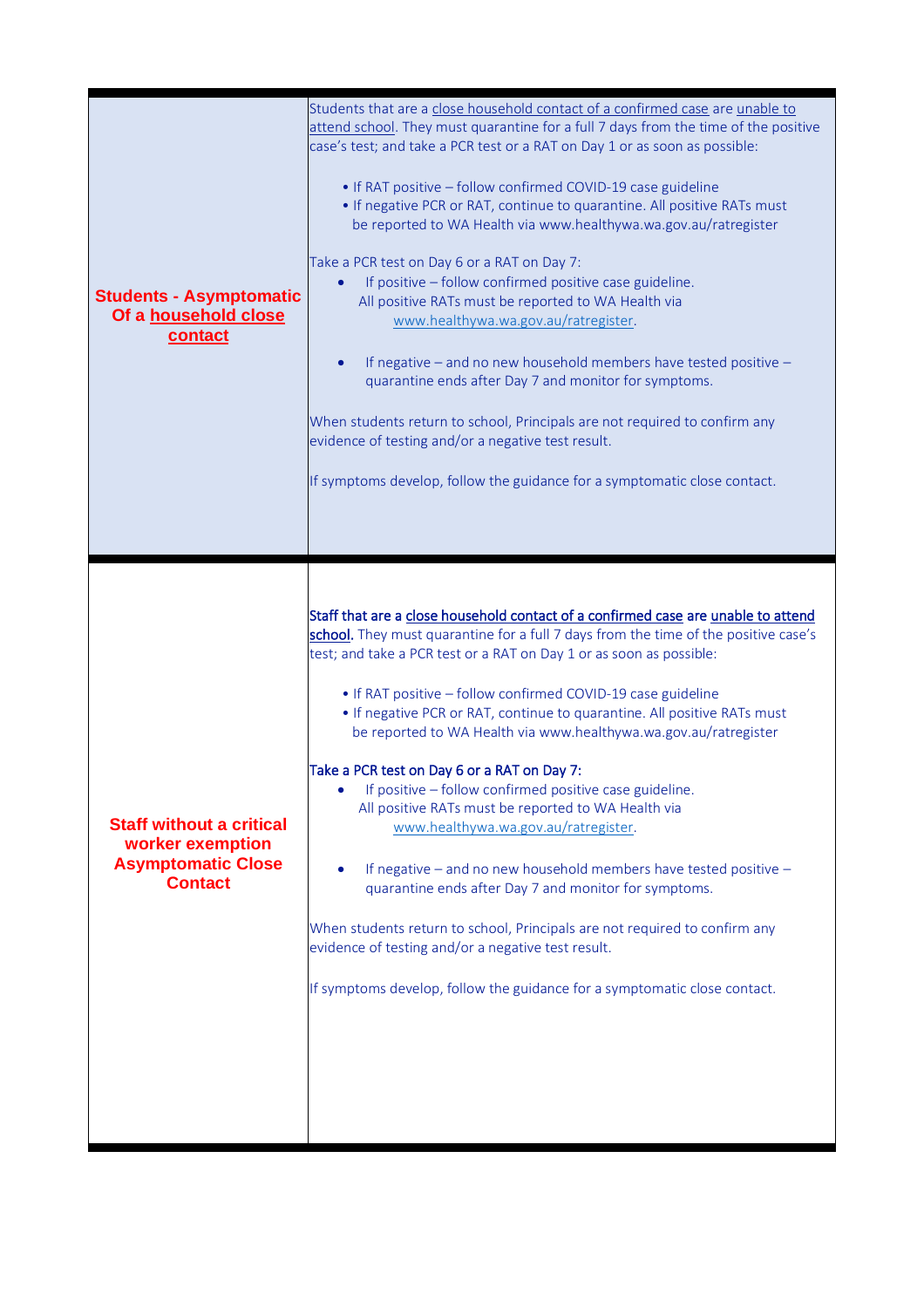| | |
|---|---|
| **Students - Asymptomatic Of a household close contact** | Students that are a close household contact of a confirmed case are unable to attend school. They must quarantine for a full 7 days from the time of the positive case's test; and take a PCR test or a RAT on Day 1 or as soon as possible:<br><br>• If RAT positive – follow confirmed COVID-19 case guideline<br>• If negative PCR or RAT, continue to quarantine. All positive RATs must be reported to WA Health via www.healthywa.wa.gov.au/ratregister<br><br>Take a PCR test on Day 6 or a RAT on Day 7:<br>• If positive – follow confirmed positive case guideline. All positive RATs must be reported to WA Health via www.healthywa.wa.gov.au/ratregister.<br><br>• If negative – and no new household members have tested positive – quarantine ends after Day 7 and monitor for symptoms.<br><br>When students return to school, Principals are not required to confirm any evidence of testing and/or a negative test result.<br><br>If symptoms develop, follow the guidance for a symptomatic close contact. |
| **Staff without a critical worker exemption Asymptomatic Close Contact** | Staff that are a close household contact of a confirmed case are unable to attend school. They must quarantine for a full 7 days from the time of the positive case's test; and take a PCR test or a RAT on Day 1 or as soon as possible:<br><br>• If RAT positive – follow confirmed COVID-19 case guideline<br>• If negative PCR or RAT, continue to quarantine. All positive RATs must be reported to WA Health via www.healthywa.wa.gov.au/ratregister<br><br>Take a PCR test on Day 6 or a RAT on Day 7:<br>• If positive – follow confirmed positive case guideline. All positive RATs must be reported to WA Health via www.healthywa.wa.gov.au/ratregister.<br><br>• If negative – and no new household members have tested positive – quarantine ends after Day 7 and monitor for symptoms.<br><br>When students return to school, Principals are not required to confirm any evidence of testing and/or a negative test result.<br><br>If symptoms develop, follow the guidance for a symptomatic close contact. |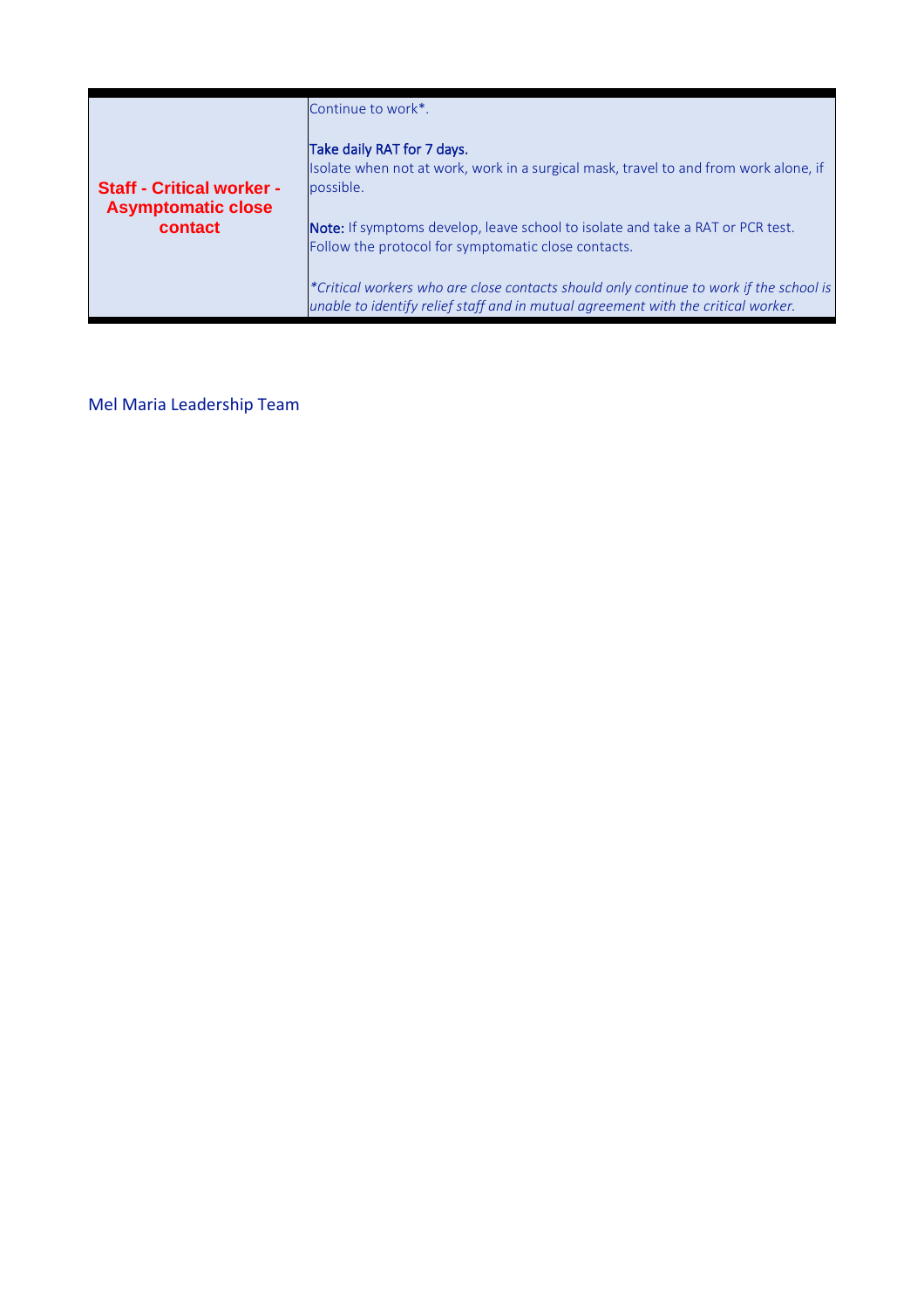| | |
|---|---|
| **Staff - Critical worker - Asymptomatic close contact** | Continue to work*.<br><br>Take daily RAT for 7 days.<br>Isolate when not at work, work in a surgical mask, travel to and from work alone, if possible.<br><br>**Note:** If symptoms develop, leave school to isolate and take a RAT or PCR test. Follow the protocol for symptomatic close contacts.<br><br>*\*Critical workers who are close contacts should only continue to work if the school is unable to identify relief staff and in mutual agreement with the critical worker.* |

Mel Maria Leadership Team